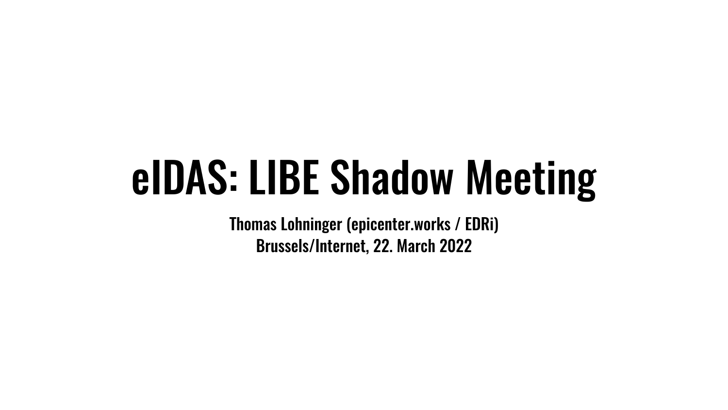# eIDAS: LIBE Shadow Meeting

**Thomas Lohninger (epicenter.works / EDRi)**
**Brussels/Internet, 22. March 2022**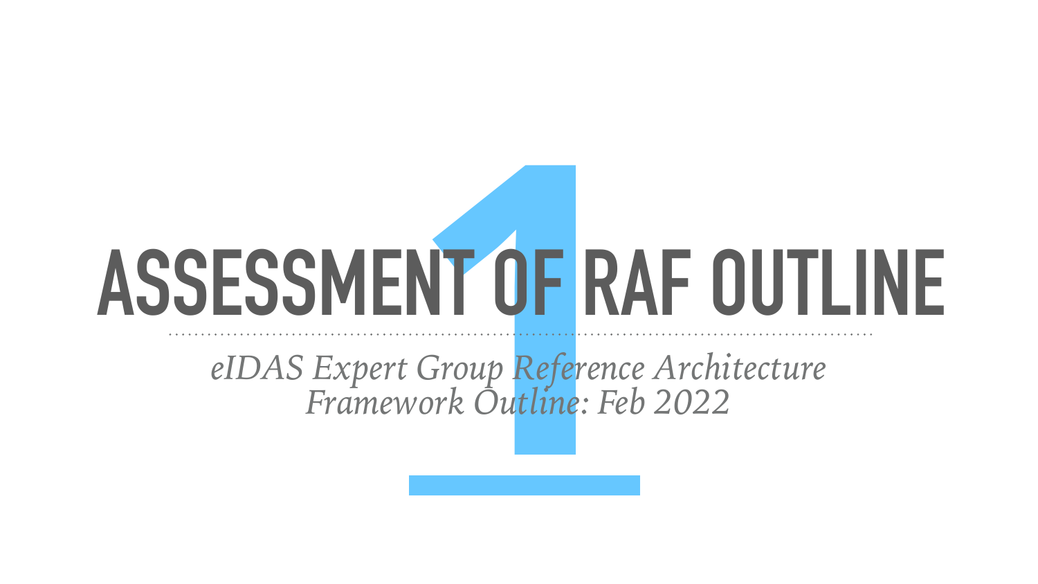# 1 ASSESSMENT OF RAF OUTLINE

*eIDAS Expert Group Reference Architecture Framework Outline: Feb 2022*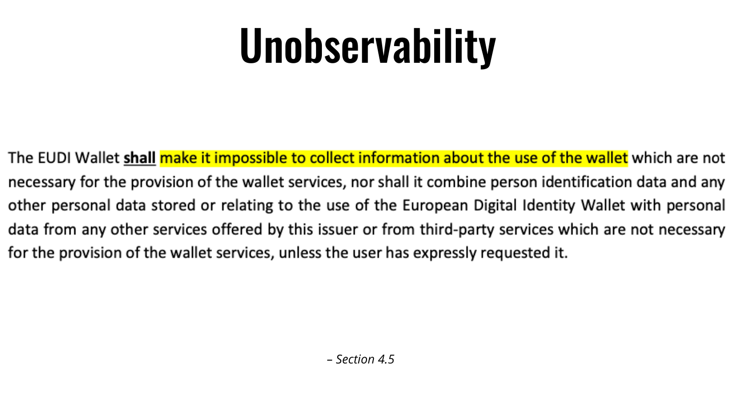# Unobservability

The EUDI Wallet **shall** make it impossible to collect information about the use of the wallet which are not necessary for the provision of the wallet services, nor shall it combine person identification data and any other personal data stored or relating to the use of the European Digital Identity Wallet with personal data from any other services offered by this issuer or from third-party services which are not necessary for the provision of the wallet services, unless the user has expressly requested it.

*– Section 4.5*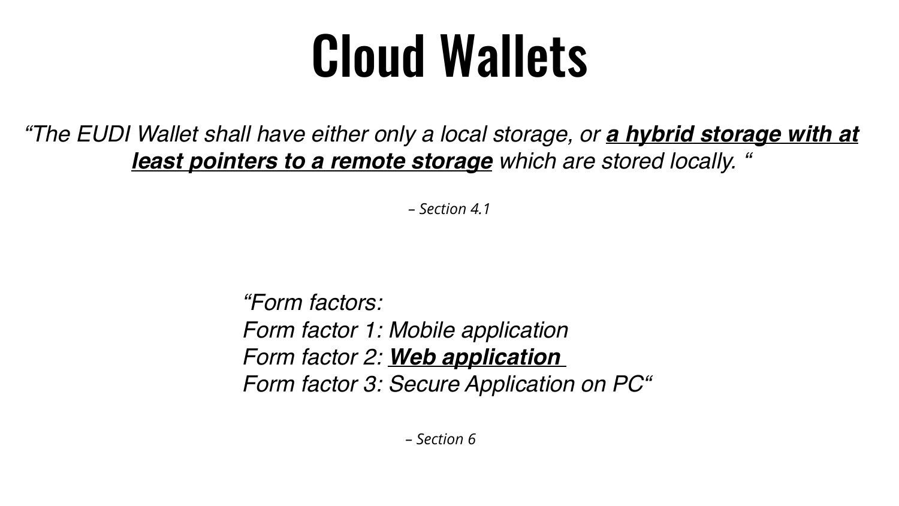# Cloud Wallets

*"The EUDI Wallet shall have either only a local storage, or **a hybrid storage with at least pointers to a remote storage** which are stored locally. "*

*– Section 4.1*

*"Form factors:*
*Form factor 1: Mobile application*
*Form factor 2: **Web application***
*Form factor 3: Secure Application on PC"*

*– Section 6*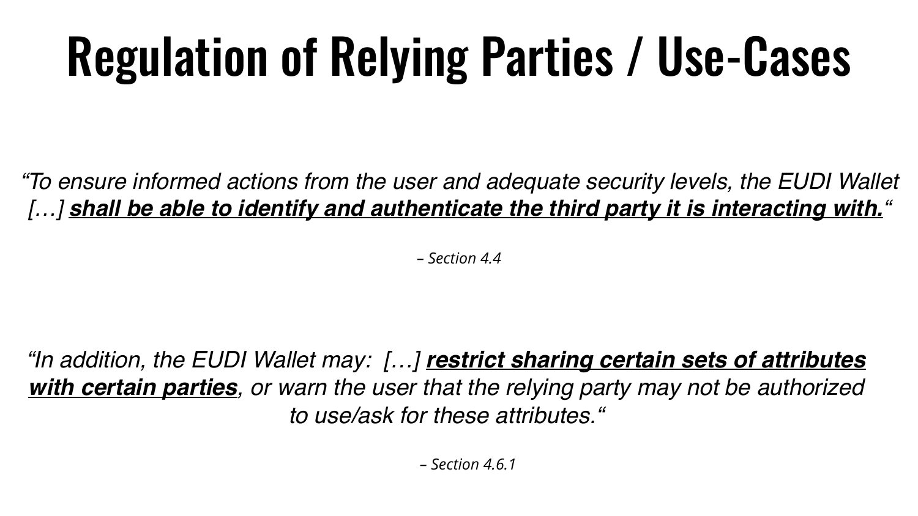# Regulation of Relying Parties / Use-Cases

*“To ensure informed actions from the user and adequate security levels, the EUDI Wallet […] **shall be able to identify and authenticate the third party it is interacting with.**“*

*– Section 4.4*

*“In addition, the EUDI Wallet may: […] **restrict sharing certain sets of attributes with certain parties**, or warn the user that the relying party may not be authorized to use/ask for these attributes.“*

*– Section 4.6.1*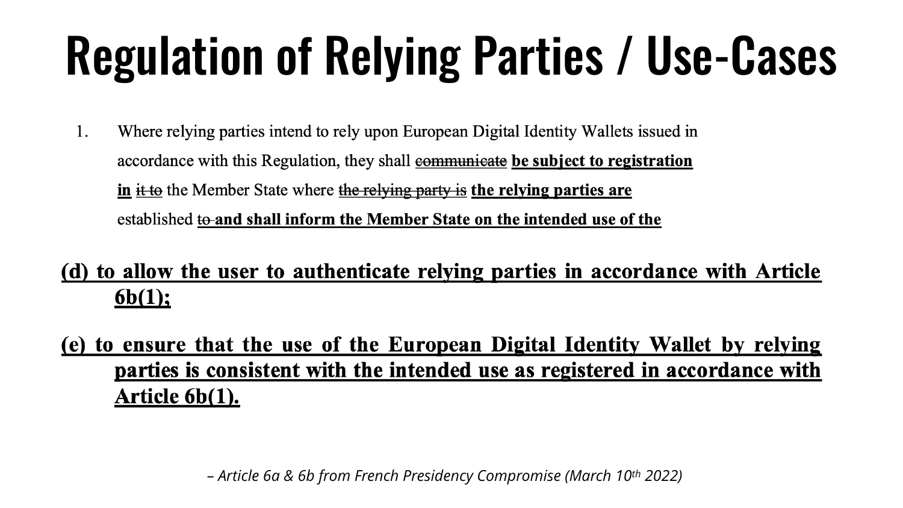# Regulation of Relying Parties / Use-Cases

1. Where relying parties intend to rely upon European Digital Identity Wallets issued in accordance with this Regulation, they shall ~~communicate~~ **be subject to registration in** ~~it to~~ the Member State where ~~the relying party is~~ **the relying parties are** established ~~to~~ **and shall inform the Member State on the intended use of the**

**(d) to allow the user to authenticate relying parties in accordance with Article 6b(1);**

**(e) to ensure that the use of the European Digital Identity Wallet by relying parties is consistent with the intended use as registered in accordance with Article 6b(1).**

*– Article 6a & 6b from French Presidency Compromise (March 10th 2022)*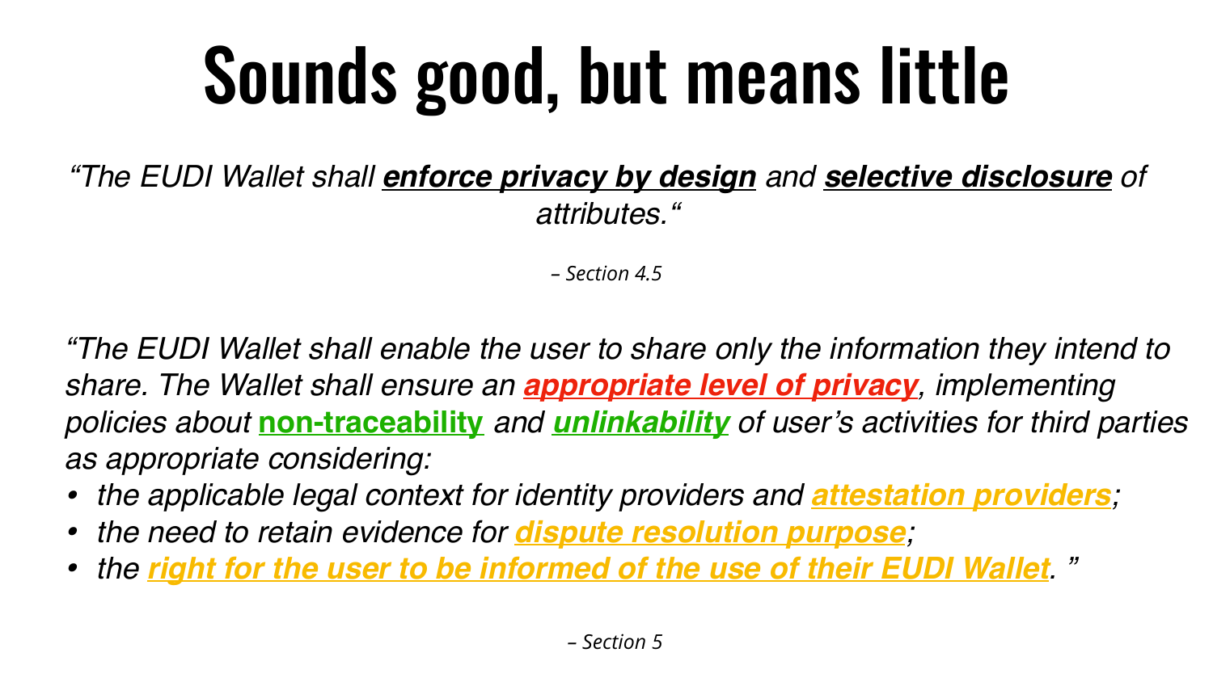# Sounds good, but means little

*"The EUDI Wallet shall **enforce privacy by design** and **selective disclosure** of attributes."*

*– Section 4.5*

*"The EUDI Wallet shall enable the user to share only the information they intend to share. The Wallet shall ensure an **appropriate level of privacy**, implementing policies about **non-traceability** and **unlinkability** of user's activities for third parties as appropriate considering:*

- *the applicable legal context for identity providers and **attestation providers**;*
- *the need to retain evidence for **dispute resolution purpose**;*
- *the **right for the user to be informed of the use of their EUDI Wallet**."*

*– Section 5*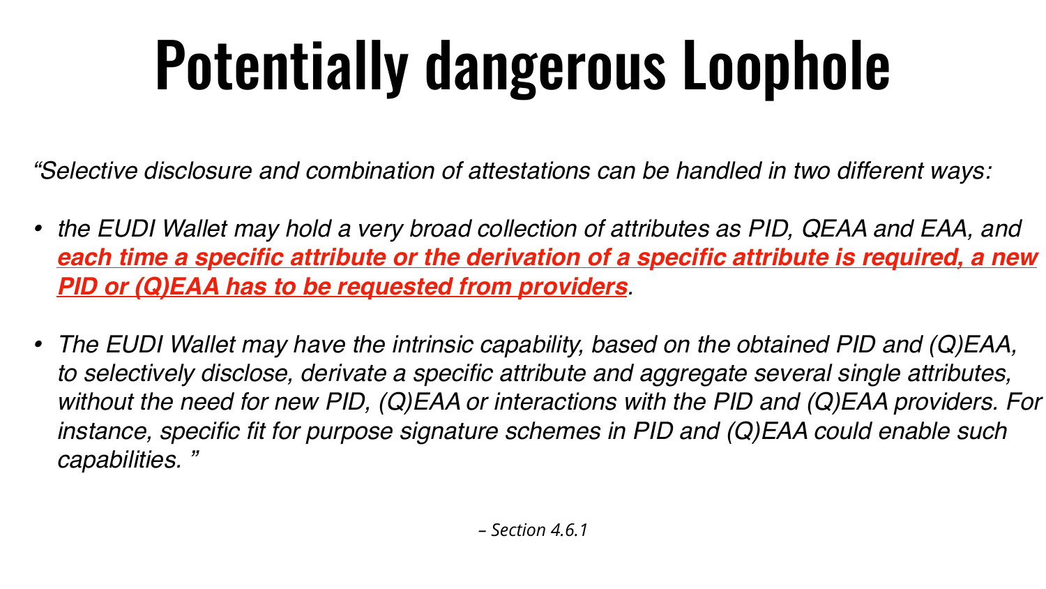# Potentially dangerous Loophole

*"Selective disclosure and combination of attestations can be handled in two different ways:*

- *the EUDI Wallet may hold a very broad collection of attributes as PID, QEAA and EAA, and* ***each time a specific attribute or the derivation of a specific attribute is required, a new PID or (Q)EAA has to be requested from providers****.*
- *The EUDI Wallet may have the intrinsic capability, based on the obtained PID and (Q)EAA, to selectively disclose, derivate a specific attribute and aggregate several single attributes, without the need for new PID, (Q)EAA or interactions with the PID and (Q)EAA providers. For instance, specific fit for purpose signature schemes in PID and (Q)EAA could enable such capabilities. "*

*– Section 4.6.1*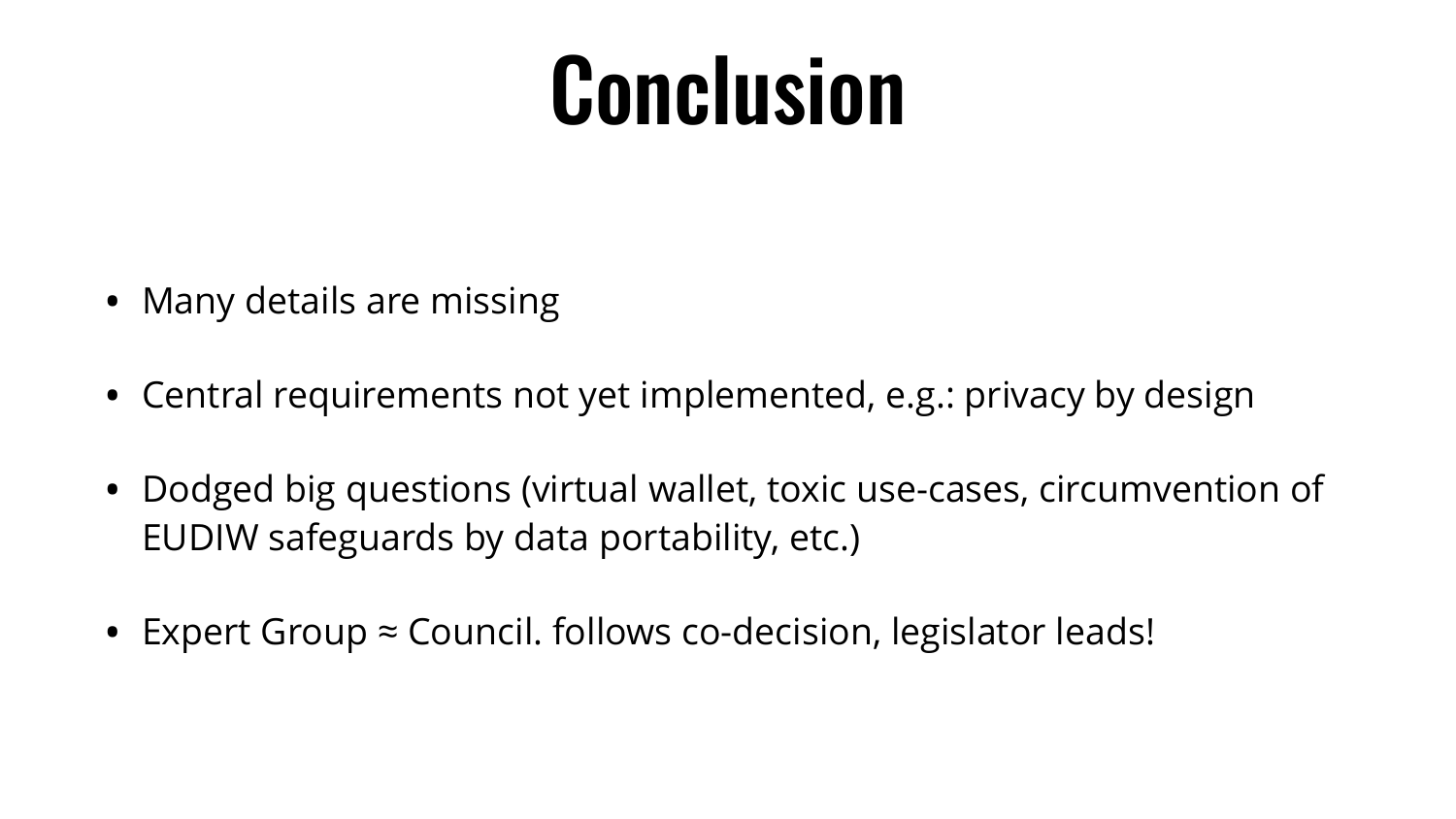# Conclusion

- Many details are missing
- Central requirements not yet implemented, e.g.: privacy by design
- Dodged big questions (virtual wallet, toxic use-cases, circumvention of EUDIW safeguards by data portability, etc.)
- Expert Group ≈ Council. follows co-decision, legislator leads!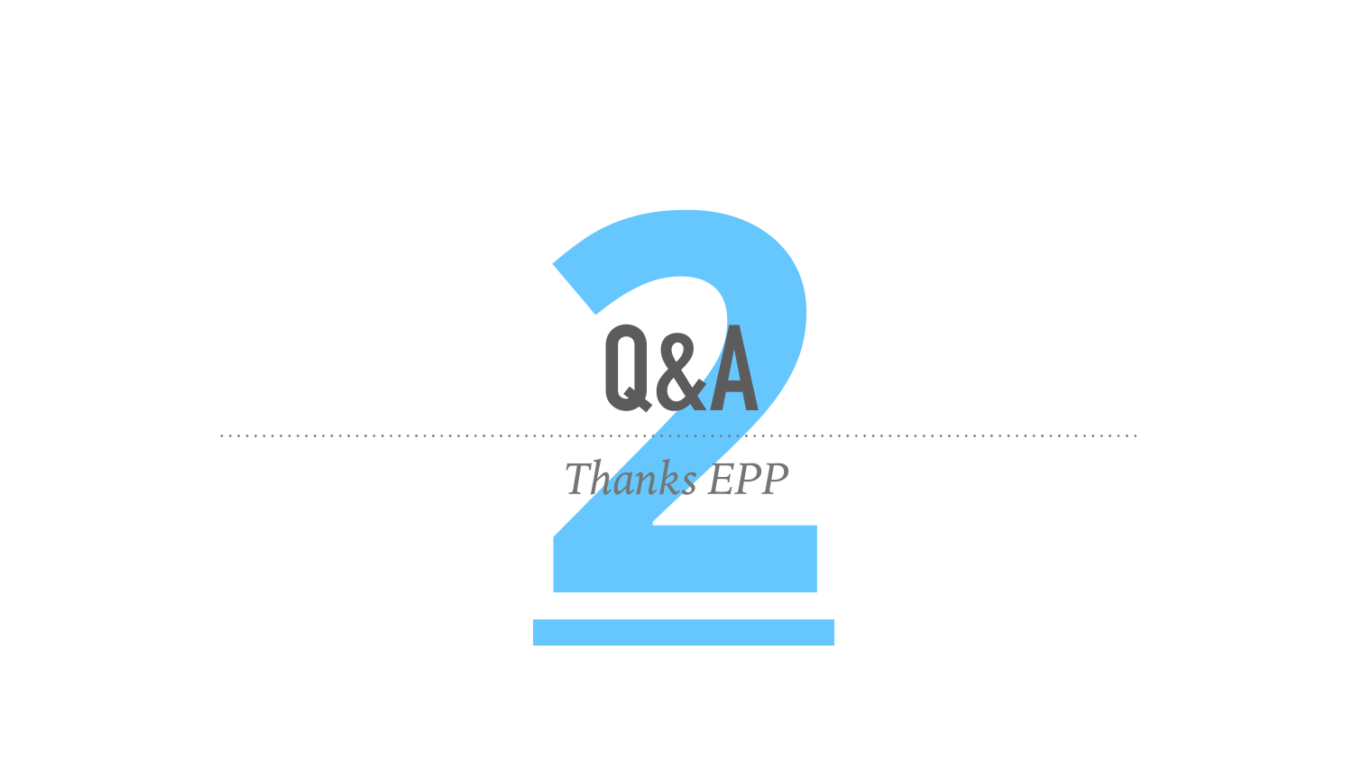# Q&A

*Thanks EPP*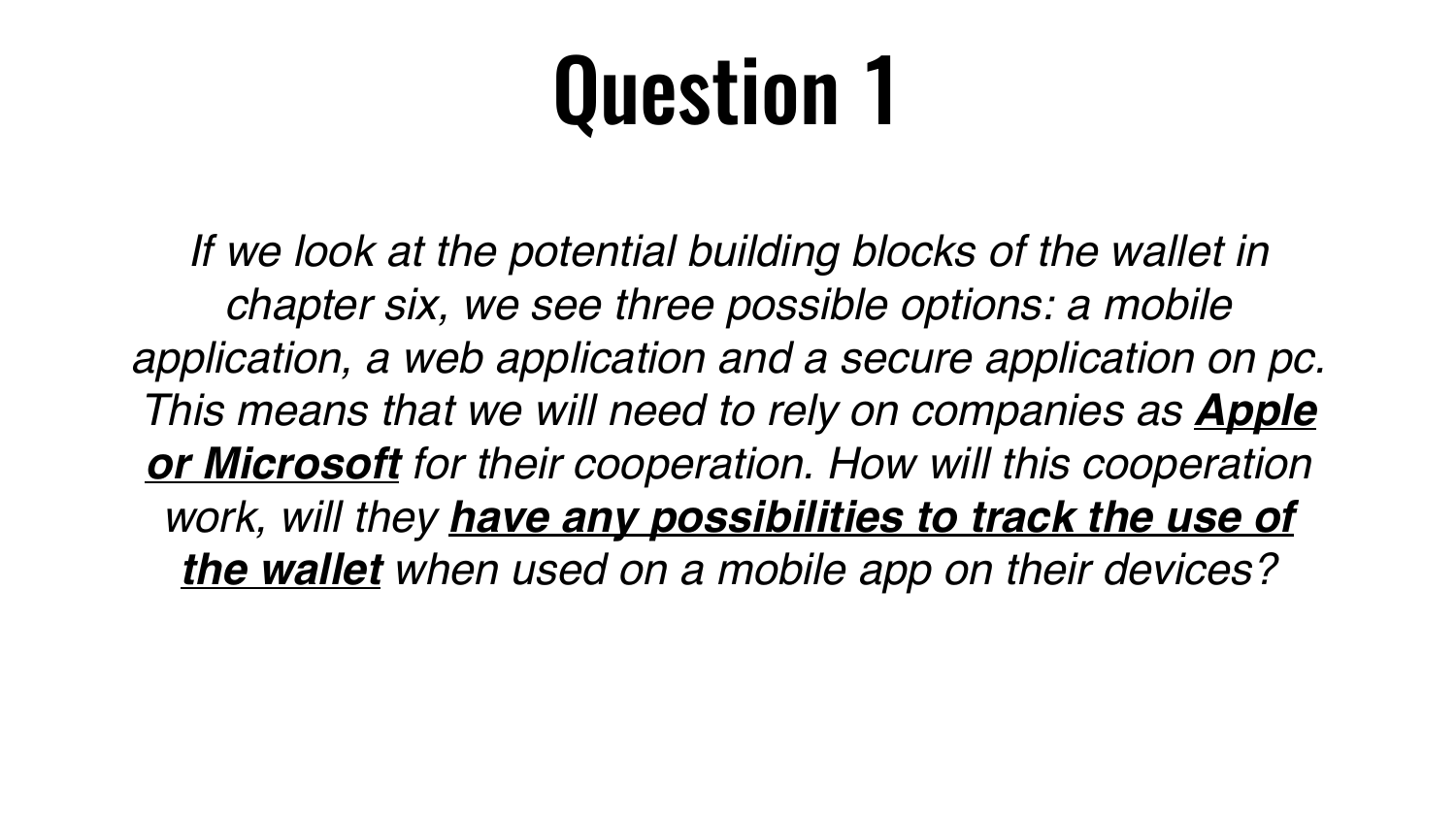# Question 1

*If we look at the potential building blocks of the wallet in chapter six, we see three possible options: a mobile application, a web application and a secure application on pc. This means that we will need to rely on companies as* ***Apple or Microsoft*** *for their cooperation. How will this cooperation work, will they* ***have any possibilities to track the use of the wallet*** *when used on a mobile app on their devices?*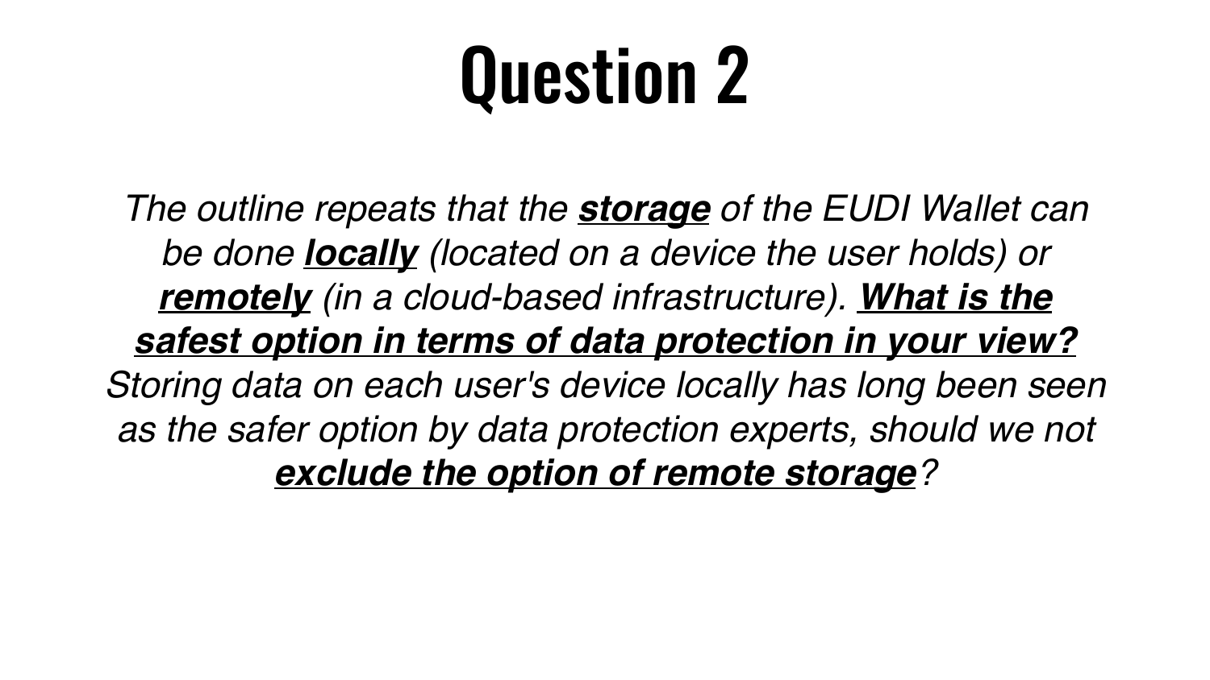# Question 2

*The outline repeats that the* ***storage*** *of the EUDI Wallet can be done* ***locally*** *(located on a device the user holds) or* ***remotely*** *(in a cloud-based infrastructure).* ***What is the safest option in terms of data protection in your view?*** *Storing data on each user's device locally has long been seen as the safer option by data protection experts, should we not* ***exclude the option of remote storage****?*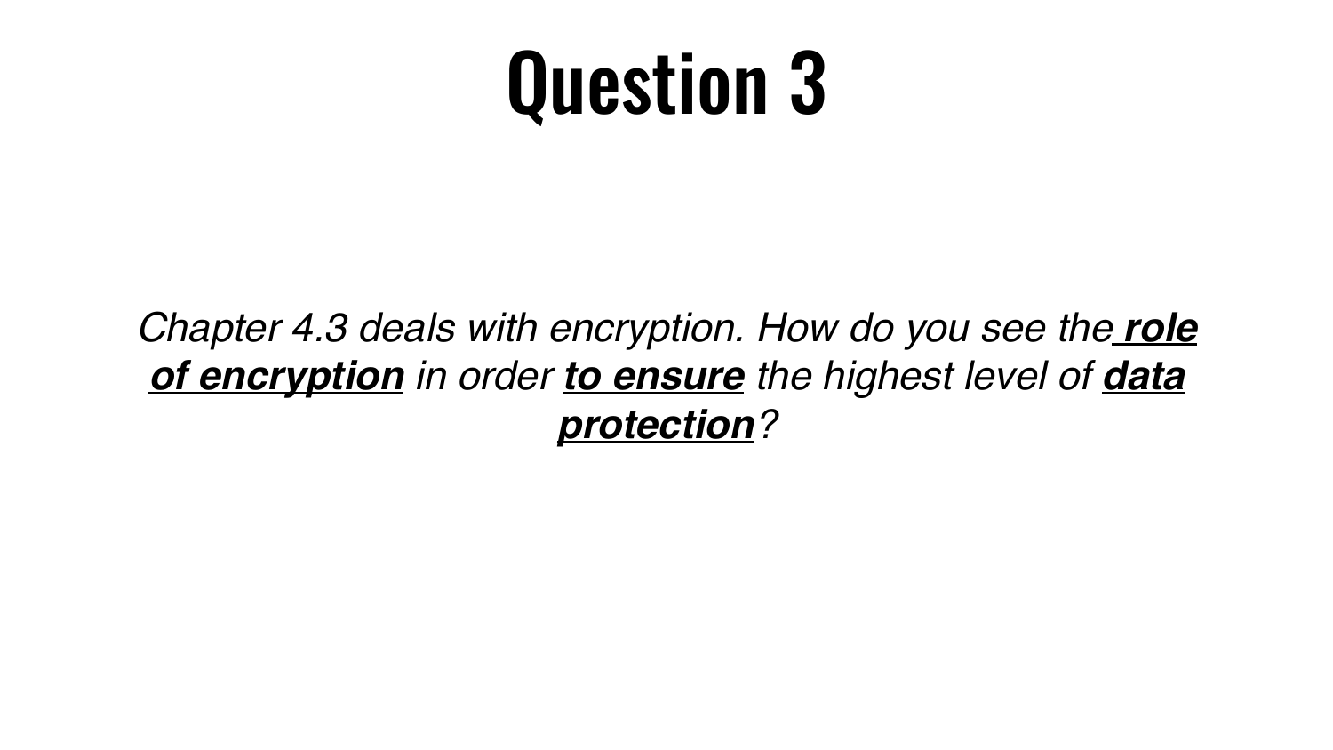# Question 3

*Chapter 4.3 deals with encryption. How do you see the* ***role of encryption*** *in order* ***to ensure*** *the highest level of* ***data protection****?*